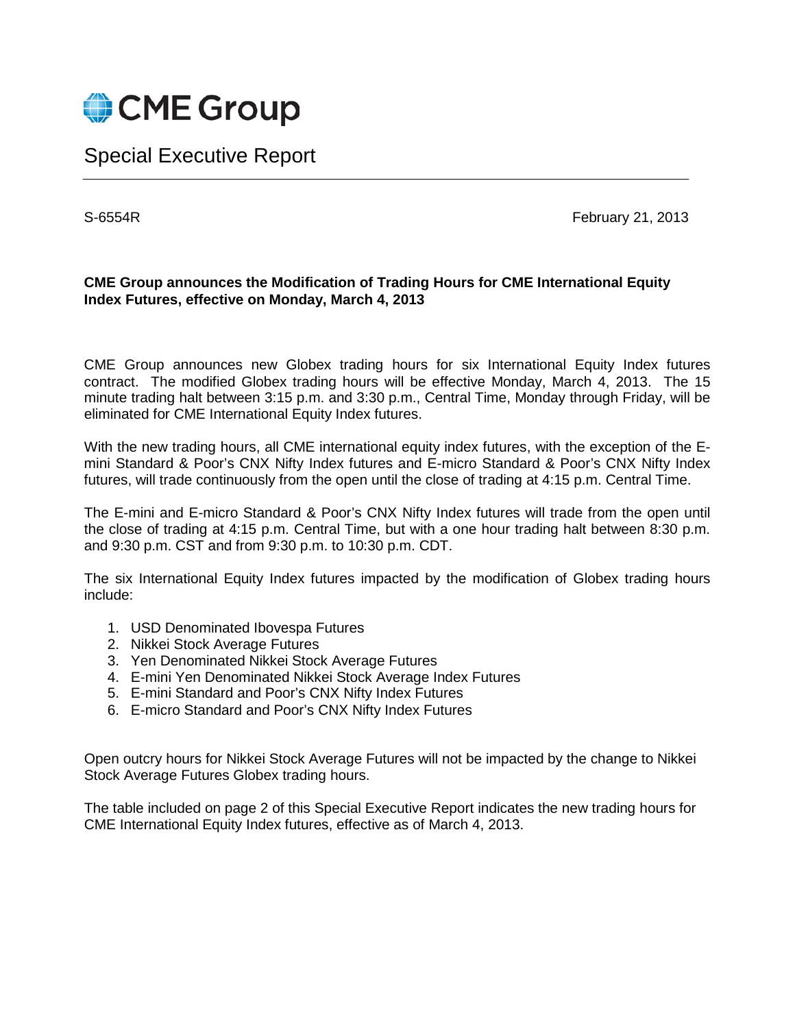# CME Group

## Special Executive Report

S-6554R

February 21, 2013

**CME Group announces the Modification of Trading Hours for CME International Equity Index Futures, effective on Monday, March 4, 2013**

CME Group announces new Globex trading hours for six International Equity Index futures contract. The modified Globex trading hours will be effective Monday, March 4, 2013. The 15 minute trading halt between 3:15 p.m. and 3:30 p.m., Central Time, Monday through Friday, will be eliminated for CME International Equity Index futures.

With the new trading hours, all CME international equity index futures, with the exception of the E-mini Standard & Poor's CNX Nifty Index futures and E-micro Standard & Poor's CNX Nifty Index futures, will trade continuously from the open until the close of trading at 4:15 p.m. Central Time.

The E-mini and E-micro Standard & Poor's CNX Nifty Index futures will trade from the open until the close of trading at 4:15 p.m. Central Time, but with a one hour trading halt between 8:30 p.m. and 9:30 p.m. CST and from 9:30 p.m. to 10:30 p.m. CDT.

The six International Equity Index futures impacted by the modification of Globex trading hours include:

1. USD Denominated Ibovespa Futures
2. Nikkei Stock Average Futures
3. Yen Denominated Nikkei Stock Average Futures
4. E-mini Yen Denominated Nikkei Stock Average Index Futures
5. E-mini Standard and Poor's CNX Nifty Index Futures
6. E-micro Standard and Poor's CNX Nifty Index Futures

Open outcry hours for Nikkei Stock Average Futures will not be impacted by the change to Nikkei Stock Average Futures Globex trading hours.

The table included on page 2 of this Special Executive Report indicates the new trading hours for CME International Equity Index futures, effective as of March 4, 2013.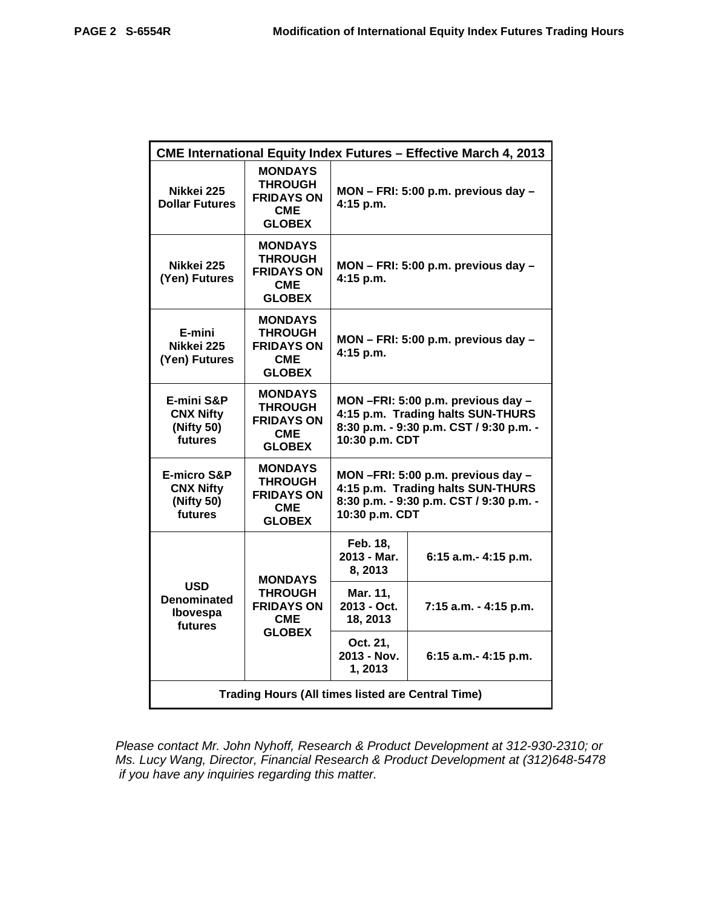| CME International Equity Index Futures – Effective March 4, 2013 | | | |
|---|---|---|---|
| **Nikkei 225 Dollar Futures** | **MONDAYS THROUGH FRIDAYS ON CME GLOBEX** | **MON – FRI: 5:00 p.m. previous day – 4:15 p.m.** | |
| **Nikkei 225 (Yen) Futures** | **MONDAYS THROUGH FRIDAYS ON CME GLOBEX** | **MON – FRI: 5:00 p.m. previous day – 4:15 p.m.** | |
| **E-mini Nikkei 225 (Yen) Futures** | **MONDAYS THROUGH FRIDAYS ON CME GLOBEX** | **MON – FRI: 5:00 p.m. previous day – 4:15 p.m.** | |
| **E-mini S&P CNX Nifty (Nifty 50) futures** | **MONDAYS THROUGH FRIDAYS ON CME GLOBEX** | **MON –FRI: 5:00 p.m. previous day – 4:15 p.m. Trading halts SUN-THURS 8:30 p.m. - 9:30 p.m. CST / 9:30 p.m. - 10:30 p.m. CDT** | |
| **E-micro S&P CNX Nifty (Nifty 50) futures** | **MONDAYS THROUGH FRIDAYS ON CME GLOBEX** | **MON –FRI: 5:00 p.m. previous day – 4:15 p.m. Trading halts SUN-THURS 8:30 p.m. - 9:30 p.m. CST / 9:30 p.m. - 10:30 p.m. CDT** | |
| **USD Denominated Ibovespa futures** | **MONDAYS THROUGH FRIDAYS ON CME GLOBEX** | **Feb. 18, 2013 - Mar. 8, 2013** | **6:15 a.m.- 4:15 p.m.** |
| | | **Mar. 11, 2013 - Oct. 18, 2013** | **7:15 a.m. - 4:15 p.m.** |
| | | **Oct. 21, 2013 - Nov. 1, 2013** | **6:15 a.m.- 4:15 p.m.** |
| **Trading Hours (All times listed are Central Time)** | | | |

*Please contact Mr. John Nyhoff, Research & Product Development at 312-930-2310; or Ms. Lucy Wang, Director, Financial Research & Product Development at (312)648-5478 if you have any inquiries regarding this matter.*